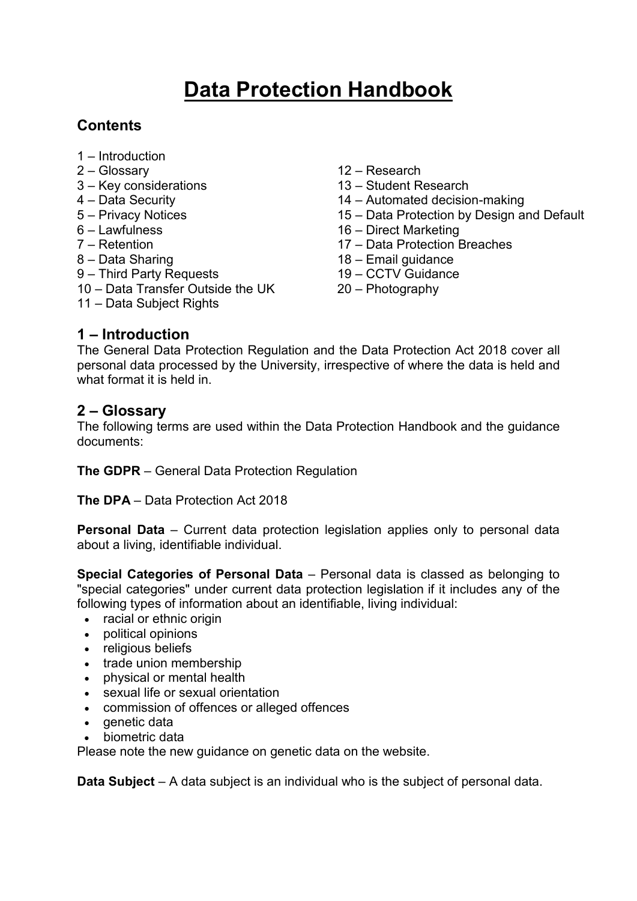# Data Protection Handbook

## Contents

1 – Introduction
2 – Glossary
3 – Key considerations
4 – Data Security
5 – Privacy Notices
6 – Lawfulness
7 – Retention
8 – Data Sharing
9 – Third Party Requests
10 – Data Transfer Outside the UK
11 – Data Subject Rights
12 – Research
13 – Student Research
14 – Automated decision-making
15 – Data Protection by Design and Default
16 – Direct Marketing
17 – Data Protection Breaches
18 – Email guidance
19 – CCTV Guidance
20 – Photography

## 1 – Introduction

The General Data Protection Regulation and the Data Protection Act 2018 cover all personal data processed by the University, irrespective of where the data is held and what format it is held in.

## 2 – Glossary

The following terms are used within the Data Protection Handbook and the guidance documents:

**The GDPR** – General Data Protection Regulation

**The DPA** – Data Protection Act 2018

**Personal Data** – Current data protection legislation applies only to personal data about a living, identifiable individual.

**Special Categories of Personal Data** – Personal data is classed as belonging to "special categories" under current data protection legislation if it includes any of the following types of information about an identifiable, living individual:

- racial or ethnic origin
- political opinions
- religious beliefs
- trade union membership
- physical or mental health
- sexual life or sexual orientation
- commission of offences or alleged offences
- genetic data
- biometric data

Please note the new guidance on genetic data on the website.

**Data Subject** – A data subject is an individual who is the subject of personal data.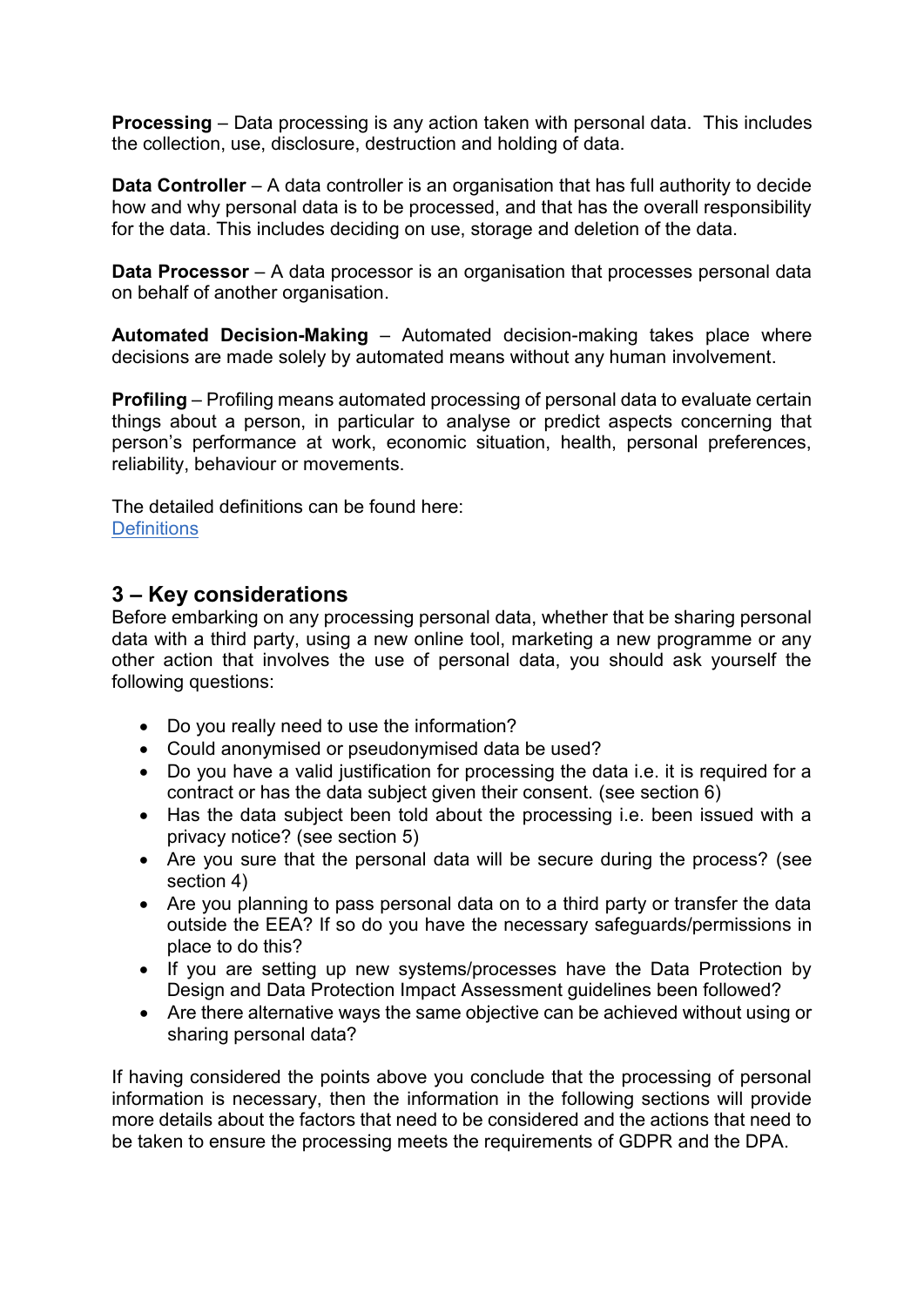**Processing** – Data processing is any action taken with personal data. This includes the collection, use, disclosure, destruction and holding of data.

**Data Controller** – A data controller is an organisation that has full authority to decide how and why personal data is to be processed, and that has the overall responsibility for the data. This includes deciding on use, storage and deletion of the data.

**Data Processor** – A data processor is an organisation that processes personal data on behalf of another organisation.

**Automated Decision-Making** – Automated decision-making takes place where decisions are made solely by automated means without any human involvement.

**Profiling** – Profiling means automated processing of personal data to evaluate certain things about a person, in particular to analyse or predict aspects concerning that person's performance at work, economic situation, health, personal preferences, reliability, behaviour or movements.

The detailed definitions can be found here:
Definitions

## 3 – Key considerations

Before embarking on any processing personal data, whether that be sharing personal data with a third party, using a new online tool, marketing a new programme or any other action that involves the use of personal data, you should ask yourself the following questions:

- Do you really need to use the information?
- Could anonymised or pseudonymised data be used?
- Do you have a valid justification for processing the data i.e. it is required for a contract or has the data subject given their consent. (see section 6)
- Has the data subject been told about the processing i.e. been issued with a privacy notice? (see section 5)
- Are you sure that the personal data will be secure during the process? (see section 4)
- Are you planning to pass personal data on to a third party or transfer the data outside the EEA? If so do you have the necessary safeguards/permissions in place to do this?
- If you are setting up new systems/processes have the Data Protection by Design and Data Protection Impact Assessment guidelines been followed?
- Are there alternative ways the same objective can be achieved without using or sharing personal data?

If having considered the points above you conclude that the processing of personal information is necessary, then the information in the following sections will provide more details about the factors that need to be considered and the actions that need to be taken to ensure the processing meets the requirements of GDPR and the DPA.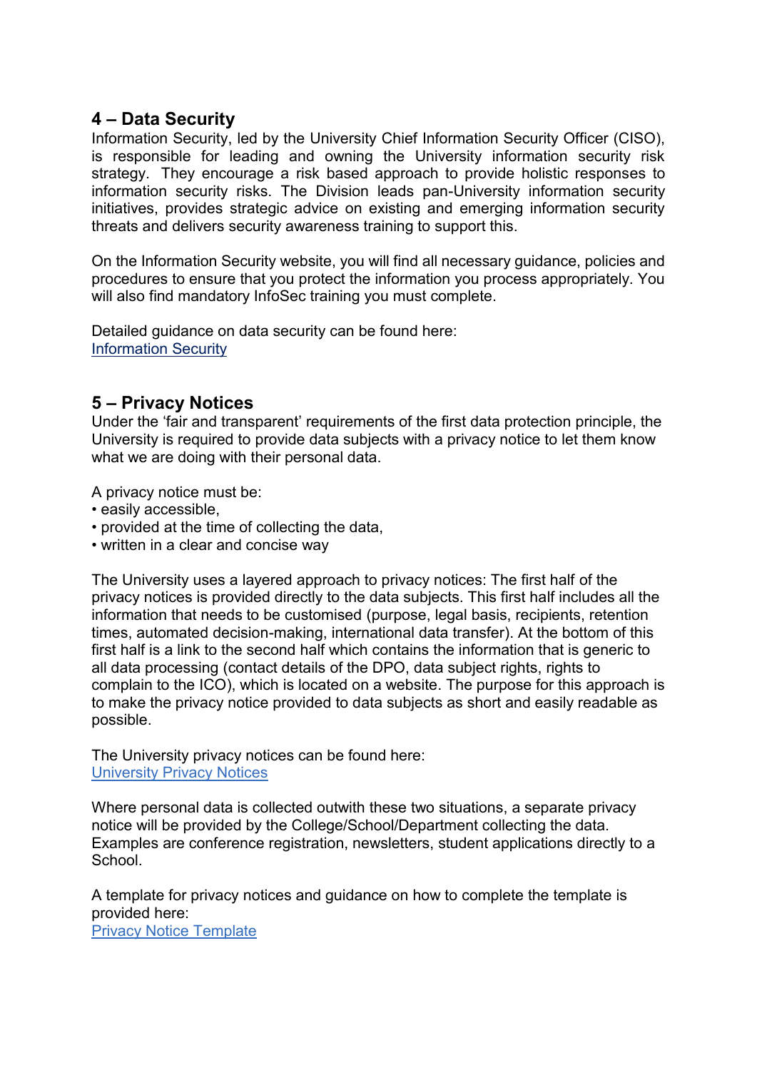## 4 – Data Security

Information Security, led by the University Chief Information Security Officer (CISO), is responsible for leading and owning the University information security risk strategy. They encourage a risk based approach to provide holistic responses to information security risks. The Division leads pan-University information security initiatives, provides strategic advice on existing and emerging information security threats and delivers security awareness training to support this.

On the Information Security website, you will find all necessary guidance, policies and procedures to ensure that you protect the information you process appropriately. You will also find mandatory InfoSec training you must complete.

Detailed guidance on data security can be found here:
Information Security

## 5 – Privacy Notices

Under the 'fair and transparent' requirements of the first data protection principle, the University is required to provide data subjects with a privacy notice to let them know what we are doing with their personal data.

A privacy notice must be:

- easily accessible,
- provided at the time of collecting the data,
- written in a clear and concise way

The University uses a layered approach to privacy notices: The first half of the privacy notices is provided directly to the data subjects. This first half includes all the information that needs to be customised (purpose, legal basis, recipients, retention times, automated decision-making, international data transfer). At the bottom of this first half is a link to the second half which contains the information that is generic to all data processing (contact details of the DPO, data subject rights, rights to complain to the ICO), which is located on a website. The purpose for this approach is to make the privacy notice provided to data subjects as short and easily readable as possible.

The University privacy notices can be found here:
University Privacy Notices

Where personal data is collected outwith these two situations, a separate privacy notice will be provided by the College/School/Department collecting the data. Examples are conference registration, newsletters, student applications directly to a School.

A template for privacy notices and guidance on how to complete the template is provided here:
Privacy Notice Template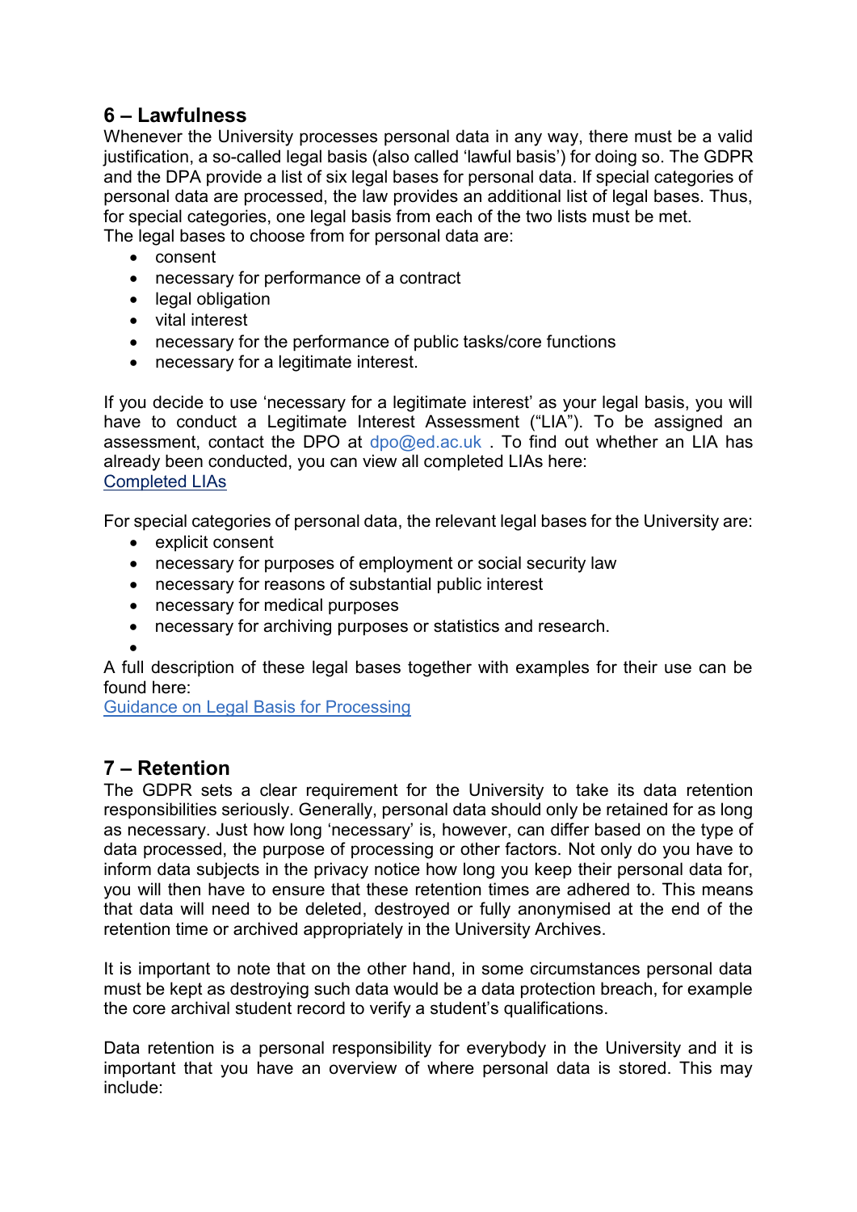## 6 – Lawfulness

Whenever the University processes personal data in any way, there must be a valid justification, a so-called legal basis (also called 'lawful basis') for doing so. The GDPR and the DPA provide a list of six legal bases for personal data. If special categories of personal data are processed, the law provides an additional list of legal bases. Thus, for special categories, one legal basis from each of the two lists must be met.
The legal bases to choose from for personal data are:

- consent
- necessary for performance of a contract
- legal obligation
- vital interest
- necessary for the performance of public tasks/core functions
- necessary for a legitimate interest.

If you decide to use 'necessary for a legitimate interest' as your legal basis, you will have to conduct a Legitimate Interest Assessment ("LIA"). To be assigned an assessment, contact the DPO at dpo@ed.ac.uk . To find out whether an LIA has already been conducted, you can view all completed LIAs here:
Completed LIAs

For special categories of personal data, the relevant legal bases for the University are:

- explicit consent
- necessary for purposes of employment or social security law
- necessary for reasons of substantial public interest
- necessary for medical purposes
- necessary for archiving purposes or statistics and research.

A full description of these legal bases together with examples for their use can be found here:
Guidance on Legal Basis for Processing

## 7 – Retention

The GDPR sets a clear requirement for the University to take its data retention responsibilities seriously. Generally, personal data should only be retained for as long as necessary. Just how long 'necessary' is, however, can differ based on the type of data processed, the purpose of processing or other factors. Not only do you have to inform data subjects in the privacy notice how long you keep their personal data for, you will then have to ensure that these retention times are adhered to. This means that data will need to be deleted, destroyed or fully anonymised at the end of the retention time or archived appropriately in the University Archives.

It is important to note that on the other hand, in some circumstances personal data must be kept as destroying such data would be a data protection breach, for example the core archival student record to verify a student's qualifications.

Data retention is a personal responsibility for everybody in the University and it is important that you have an overview of where personal data is stored. This may include: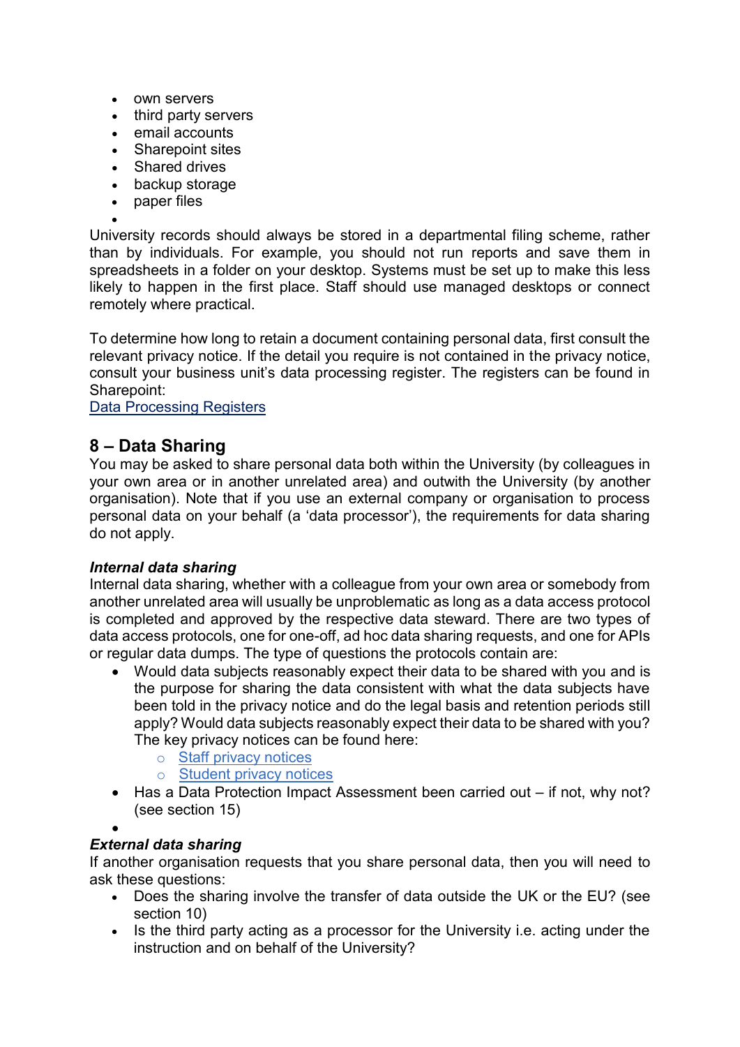- own servers
- third party servers
- email accounts
- Sharepoint sites
- Shared drives
- backup storage
- paper files

University records should always be stored in a departmental filing scheme, rather than by individuals. For example, you should not run reports and save them in spreadsheets in a folder on your desktop. Systems must be set up to make this less likely to happen in the first place. Staff should use managed desktops or connect remotely where practical.

To determine how long to retain a document containing personal data, first consult the relevant privacy notice. If the detail you require is not contained in the privacy notice, consult your business unit's data processing register. The registers can be found in Sharepoint:
Data Processing Registers

## 8 – Data Sharing

You may be asked to share personal data both within the University (by colleagues in your own area or in another unrelated area) and outwith the University (by another organisation). Note that if you use an external company or organisation to process personal data on your behalf (a 'data processor'), the requirements for data sharing do not apply.

***Internal data sharing***

Internal data sharing, whether with a colleague from your own area or somebody from another unrelated area will usually be unproblematic as long as a data access protocol is completed and approved by the respective data steward. There are two types of data access protocols, one for one-off, ad hoc data sharing requests, and one for APIs or regular data dumps. The type of questions the protocols contain are:

- Would data subjects reasonably expect their data to be shared with you and is the purpose for sharing the data consistent with what the data subjects have been told in the privacy notice and do the legal basis and retention periods still apply? Would data subjects reasonably expect their data to be shared with you? The key privacy notices can be found here:
  - Staff privacy notices
  - Student privacy notices
- Has a Data Protection Impact Assessment been carried out – if not, why not? (see section 15)

***External data sharing***

If another organisation requests that you share personal data, then you will need to ask these questions:

- Does the sharing involve the transfer of data outside the UK or the EU? (see section 10)
- Is the third party acting as a processor for the University i.e. acting under the instruction and on behalf of the University?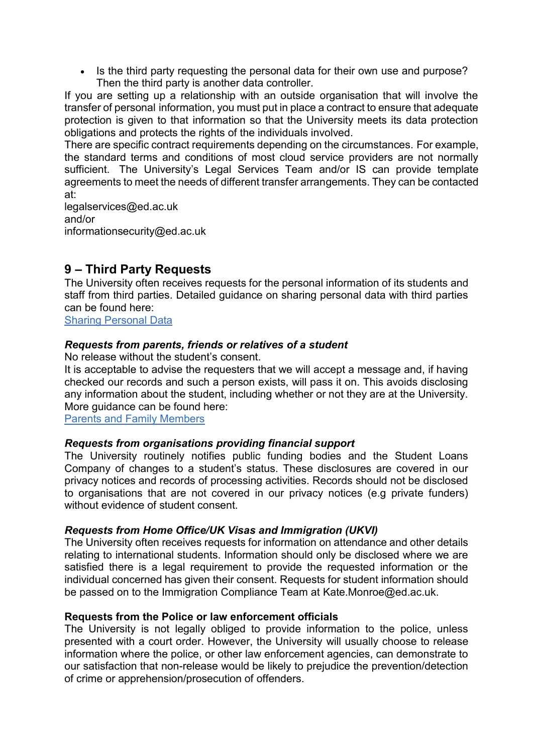- Is the third party requesting the personal data for their own use and purpose? Then the third party is another data controller.

If you are setting up a relationship with an outside organisation that will involve the transfer of personal information, you must put in place a contract to ensure that adequate protection is given to that information so that the University meets its data protection obligations and protects the rights of the individuals involved.

There are specific contract requirements depending on the circumstances. For example, the standard terms and conditions of most cloud service providers are not normally sufficient. The University's Legal Services Team and/or IS can provide template agreements to meet the needs of different transfer arrangements. They can be contacted at:

legalservices@ed.ac.uk
and/or
informationsecurity@ed.ac.uk

## 9 – Third Party Requests

The University often receives requests for the personal information of its students and staff from third parties. Detailed guidance on sharing personal data with third parties can be found here:
[Sharing Personal Data]()

***Requests from parents, friends or relatives of a student***

No release without the student's consent.

It is acceptable to advise the requesters that we will accept a message and, if having checked our records and such a person exists, will pass it on. This avoids disclosing any information about the student, including whether or not they are at the University. More guidance can be found here:
[Parents and Family Members]()

***Requests from organisations providing financial support***

The University routinely notifies public funding bodies and the Student Loans Company of changes to a student's status. These disclosures are covered in our privacy notices and records of processing activities. Records should not be disclosed to organisations that are not covered in our privacy notices (e.g private funders) without evidence of student consent.

***Requests from Home Office/UK Visas and Immigration (UKVI)***

The University often receives requests for information on attendance and other details relating to international students. Information should only be disclosed where we are satisfied there is a legal requirement to provide the requested information or the individual concerned has given their consent. Requests for student information should be passed on to the Immigration Compliance Team at Kate.Monroe@ed.ac.uk.

**Requests from the Police or law enforcement officials**

The University is not legally obliged to provide information to the police, unless presented with a court order. However, the University will usually choose to release information where the police, or other law enforcement agencies, can demonstrate to our satisfaction that non-release would be likely to prejudice the prevention/detection of crime or apprehension/prosecution of offenders.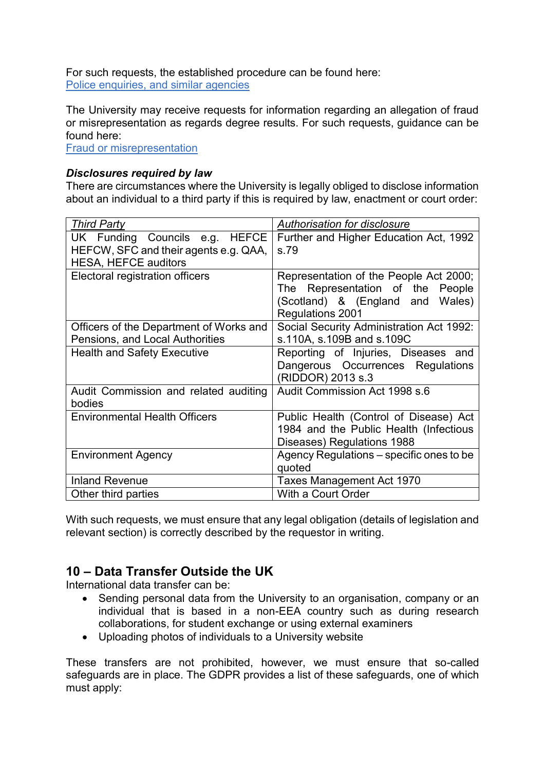For such requests, the established procedure can be found here:
[Police enquiries, and similar agencies]

The University may receive requests for information regarding an allegation of fraud or misrepresentation as regards degree results. For such requests, guidance can be found here:
[Fraud or misrepresentation]

***Disclosures required by law***

There are circumstances where the University is legally obliged to disclose information about an individual to a third party if this is required by law, enactment or court order:

| *Third Party* | *Authorisation for disclosure* |
|---|---|
| UK Funding Councils e.g. HEFCE HEFCW, SFC and their agents e.g. QAA, HESA, HEFCE auditors | Further and Higher Education Act, 1992 s.79 |
| Electoral registration officers | Representation of the People Act 2000; The Representation of the People (Scotland) & (England and Wales) Regulations 2001 |
| Officers of the Department of Works and Pensions, and Local Authorities | Social Security Administration Act 1992: s.110A, s.109B and s.109C |
| Health and Safety Executive | Reporting of Injuries, Diseases and Dangerous Occurrences Regulations (RIDDOR) 2013 s.3 |
| Audit Commission and related auditing bodies | Audit Commission Act 1998 s.6 |
| Environmental Health Officers | Public Health (Control of Disease) Act 1984 and the Public Health (Infectious Diseases) Regulations 1988 |
| Environment Agency | Agency Regulations – specific ones to be quoted |
| Inland Revenue | Taxes Management Act 1970 |
| Other third parties | With a Court Order |

With such requests, we must ensure that any legal obligation (details of legislation and relevant section) is correctly described by the requestor in writing.

## 10 – Data Transfer Outside the UK

International data transfer can be:

- Sending personal data from the University to an organisation, company or an individual that is based in a non-EEA country such as during research collaborations, for student exchange or using external examiners
- Uploading photos of individuals to a University website

These transfers are not prohibited, however, we must ensure that so-called safeguards are in place. The GDPR provides a list of these safeguards, one of which must apply: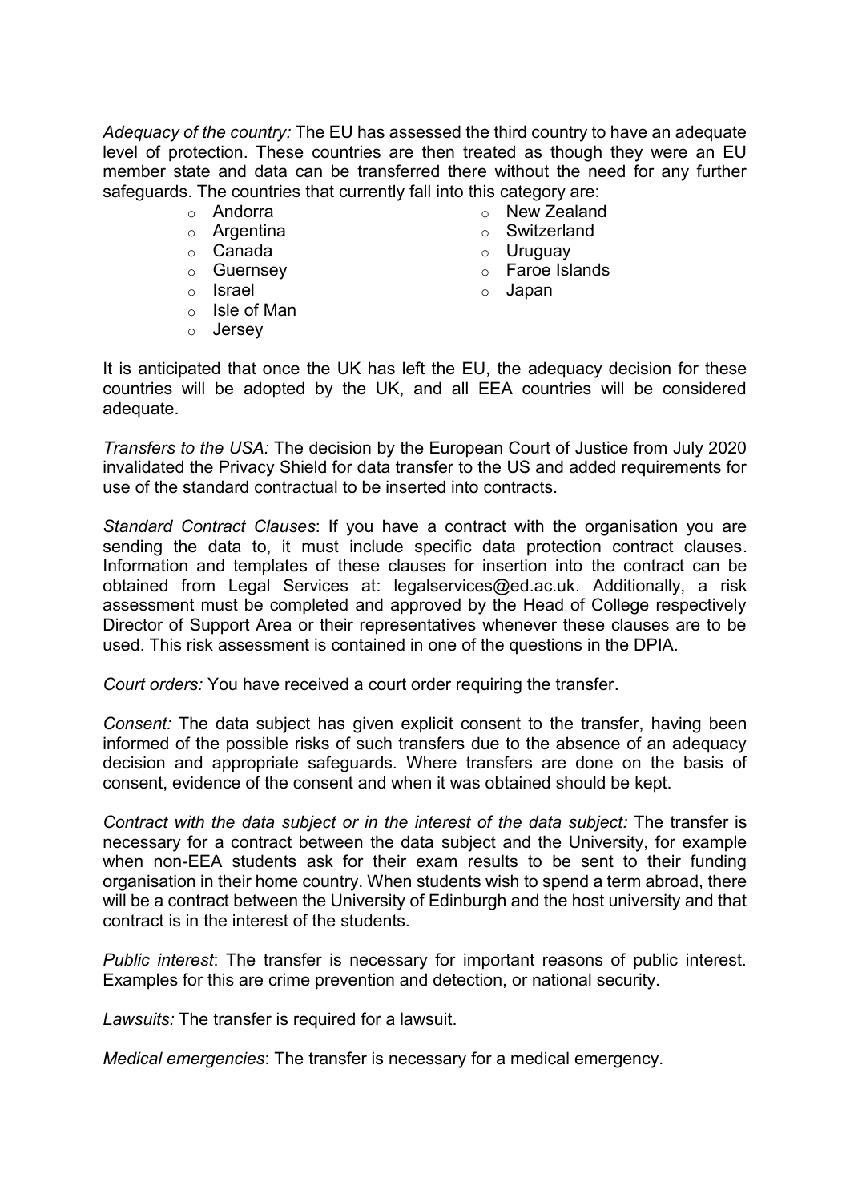*Adequacy of the country:* The EU has assessed the third country to have an adequate level of protection. These countries are then treated as though they were an EU member state and data can be transferred there without the need for any further safeguards. The countries that currently fall into this category are:

- Andorra
- Argentina
- Canada
- Guernsey
- Israel
- Isle of Man
- Jersey
- New Zealand
- Switzerland
- Uruguay
- Faroe Islands
- Japan

It is anticipated that once the UK has left the EU, the adequacy decision for these countries will be adopted by the UK, and all EEA countries will be considered adequate.

*Transfers to the USA:* The decision by the European Court of Justice from July 2020 invalidated the Privacy Shield for data transfer to the US and added requirements for use of the standard contractual to be inserted into contracts.

*Standard Contract Clauses*: If you have a contract with the organisation you are sending the data to, it must include specific data protection contract clauses. Information and templates of these clauses for insertion into the contract can be obtained from Legal Services at: legalservices@ed.ac.uk. Additionally, a risk assessment must be completed and approved by the Head of College respectively Director of Support Area or their representatives whenever these clauses are to be used. This risk assessment is contained in one of the questions in the DPIA.

*Court orders:* You have received a court order requiring the transfer.

*Consent:* The data subject has given explicit consent to the transfer, having been informed of the possible risks of such transfers due to the absence of an adequacy decision and appropriate safeguards. Where transfers are done on the basis of consent, evidence of the consent and when it was obtained should be kept.

*Contract with the data subject or in the interest of the data subject:* The transfer is necessary for a contract between the data subject and the University, for example when non-EEA students ask for their exam results to be sent to their funding organisation in their home country. When students wish to spend a term abroad, there will be a contract between the University of Edinburgh and the host university and that contract is in the interest of the students.

*Public interest*: The transfer is necessary for important reasons of public interest. Examples for this are crime prevention and detection, or national security.

*Lawsuits:* The transfer is required for a lawsuit.

*Medical emergencies*: The transfer is necessary for a medical emergency.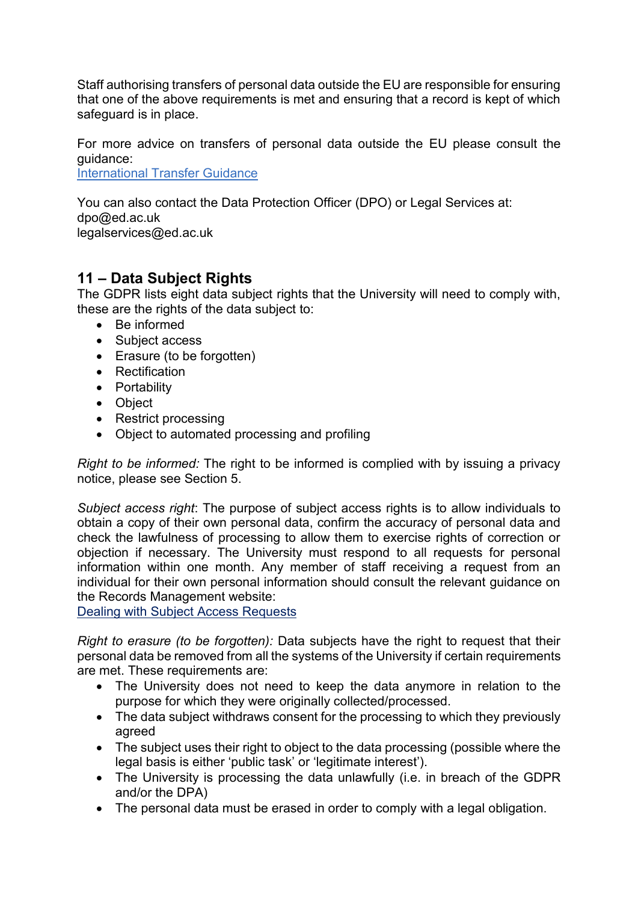Staff authorising transfers of personal data outside the EU are responsible for ensuring that one of the above requirements is met and ensuring that a record is kept of which safeguard is in place.

For more advice on transfers of personal data outside the EU please consult the guidance:
International Transfer Guidance

You can also contact the Data Protection Officer (DPO) or Legal Services at:
dpo@ed.ac.uk
legalservices@ed.ac.uk

## 11 – Data Subject Rights

The GDPR lists eight data subject rights that the University will need to comply with, these are the rights of the data subject to:

- Be informed
- Subject access
- Erasure (to be forgotten)
- Rectification
- Portability
- Object
- Restrict processing
- Object to automated processing and profiling

*Right to be informed:* The right to be informed is complied with by issuing a privacy notice, please see Section 5.

*Subject access right*: The purpose of subject access rights is to allow individuals to obtain a copy of their own personal data, confirm the accuracy of personal data and check the lawfulness of processing to allow them to exercise rights of correction or objection if necessary. The University must respond to all requests for personal information within one month. Any member of staff receiving a request from an individual for their own personal information should consult the relevant guidance on the Records Management website:
Dealing with Subject Access Requests

*Right to erasure (to be forgotten):* Data subjects have the right to request that their personal data be removed from all the systems of the University if certain requirements are met. These requirements are:

- The University does not need to keep the data anymore in relation to the purpose for which they were originally collected/processed.
- The data subject withdraws consent for the processing to which they previously agreed
- The subject uses their right to object to the data processing (possible where the legal basis is either 'public task' or 'legitimate interest').
- The University is processing the data unlawfully (i.e. in breach of the GDPR and/or the DPA)
- The personal data must be erased in order to comply with a legal obligation.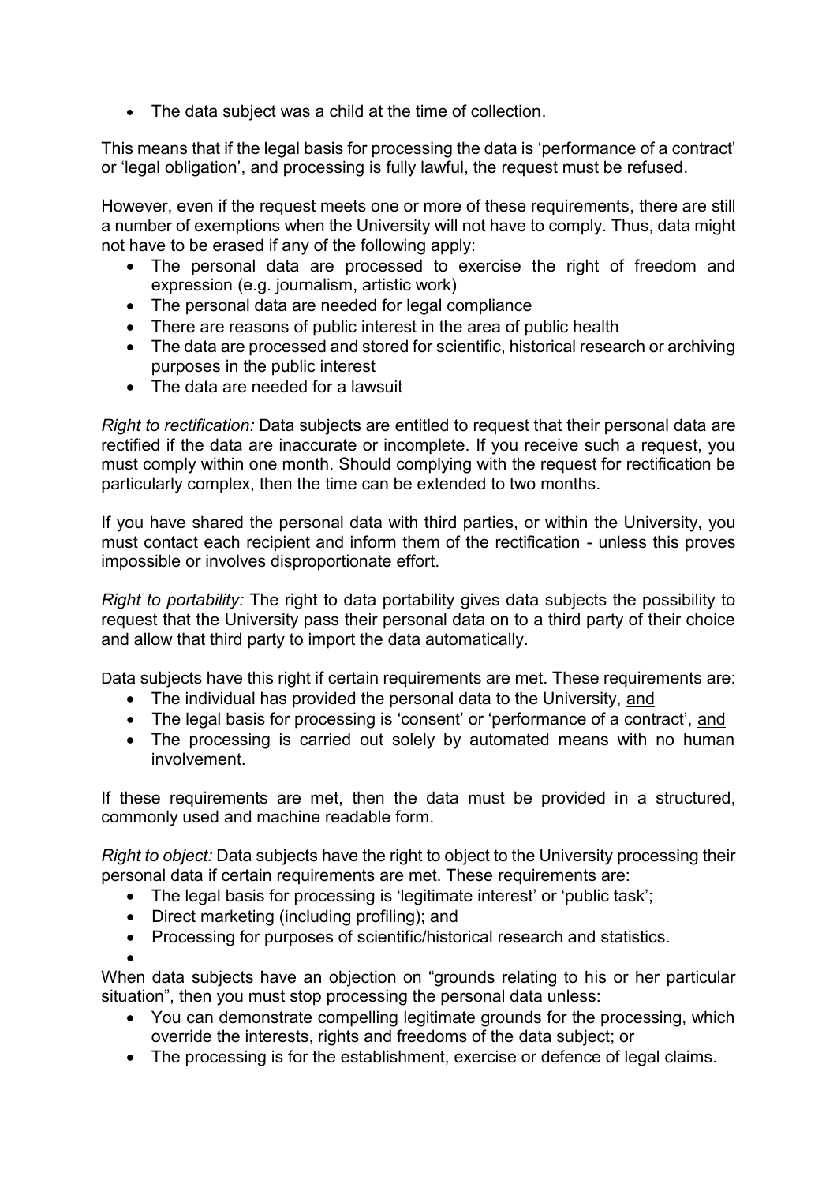- The data subject was a child at the time of collection.

This means that if the legal basis for processing the data is 'performance of a contract' or 'legal obligation', and processing is fully lawful, the request must be refused.

However, even if the request meets one or more of these requirements, there are still a number of exemptions when the University will not have to comply. Thus, data might not have to be erased if any of the following apply:

- The personal data are processed to exercise the right of freedom and expression (e.g. journalism, artistic work)
- The personal data are needed for legal compliance
- There are reasons of public interest in the area of public health
- The data are processed and stored for scientific, historical research or archiving purposes in the public interest
- The data are needed for a lawsuit

*Right to rectification:* Data subjects are entitled to request that their personal data are rectified if the data are inaccurate or incomplete. If you receive such a request, you must comply within one month. Should complying with the request for rectification be particularly complex, then the time can be extended to two months.

If you have shared the personal data with third parties, or within the University, you must contact each recipient and inform them of the rectification - unless this proves impossible or involves disproportionate effort.

*Right to portability:* The right to data portability gives data subjects the possibility to request that the University pass their personal data on to a third party of their choice and allow that third party to import the data automatically.

Data subjects have this right if certain requirements are met. These requirements are:

- The individual has provided the personal data to the University, <u>and</u>
- The legal basis for processing is 'consent' or 'performance of a contract', <u>and</u>
- The processing is carried out solely by automated means with no human involvement.

If these requirements are met, then the data must be provided in a structured, commonly used and machine readable form.

*Right to object:* Data subjects have the right to object to the University processing their personal data if certain requirements are met. These requirements are:

- The legal basis for processing is 'legitimate interest' or 'public task';
- Direct marketing (including profiling); and
- Processing for purposes of scientific/historical research and statistics.

When data subjects have an objection on "grounds relating to his or her particular situation", then you must stop processing the personal data unless:

- You can demonstrate compelling legitimate grounds for the processing, which override the interests, rights and freedoms of the data subject; or
- The processing is for the establishment, exercise or defence of legal claims.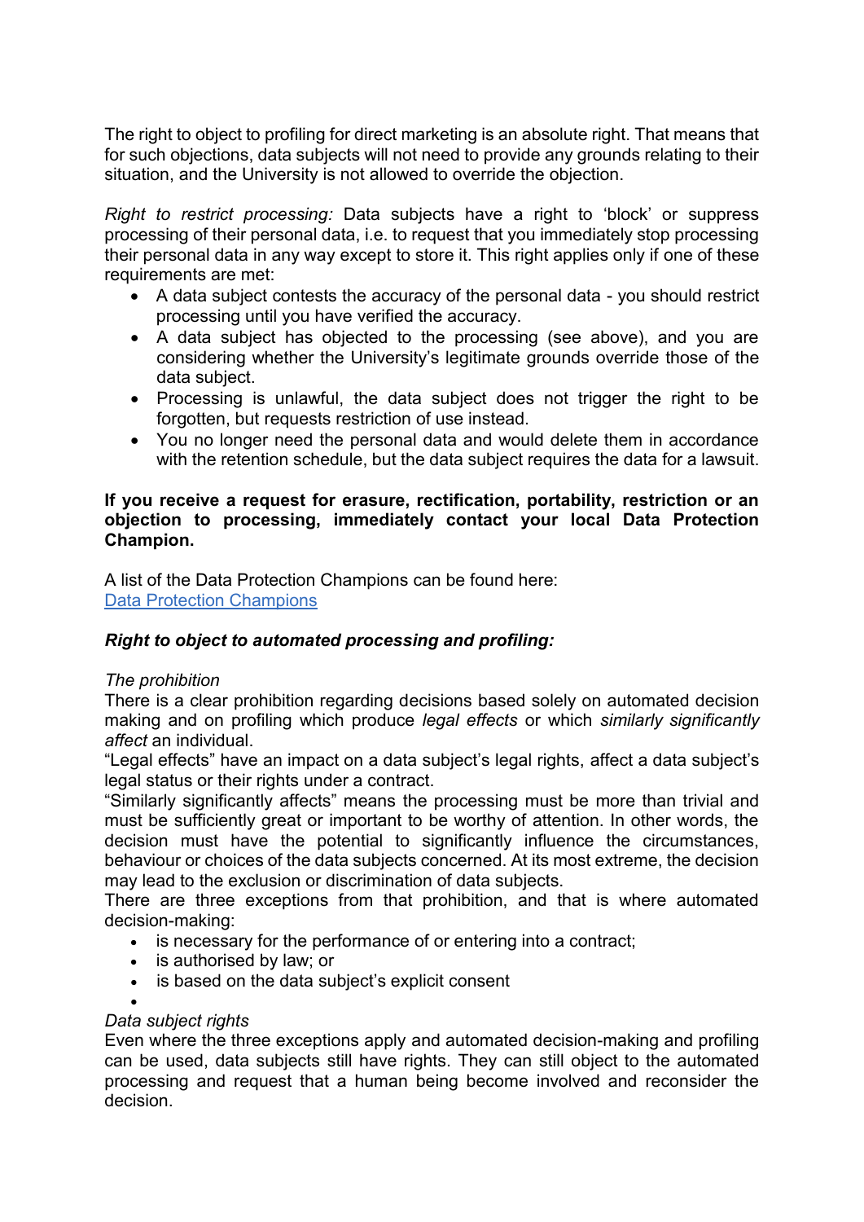The right to object to profiling for direct marketing is an absolute right. That means that for such objections, data subjects will not need to provide any grounds relating to their situation, and the University is not allowed to override the objection.

*Right to restrict processing:* Data subjects have a right to 'block' or suppress processing of their personal data, i.e. to request that you immediately stop processing their personal data in any way except to store it. This right applies only if one of these requirements are met:

- A data subject contests the accuracy of the personal data - you should restrict processing until you have verified the accuracy.
- A data subject has objected to the processing (see above), and you are considering whether the University's legitimate grounds override those of the data subject.
- Processing is unlawful, the data subject does not trigger the right to be forgotten, but requests restriction of use instead.
- You no longer need the personal data and would delete them in accordance with the retention schedule, but the data subject requires the data for a lawsuit.

**If you receive a request for erasure, rectification, portability, restriction or an objection to processing, immediately contact your local Data Protection Champion.**

A list of the Data Protection Champions can be found here:
[Data Protection Champions]

***Right to object to automated processing and profiling:***

*The prohibition*
There is a clear prohibition regarding decisions based solely on automated decision making and on profiling which produce *legal effects* or which *similarly significantly affect* an individual.
"Legal effects" have an impact on a data subject's legal rights, affect a data subject's legal status or their rights under a contract.
"Similarly significantly affects" means the processing must be more than trivial and must be sufficiently great or important to be worthy of attention. In other words, the decision must have the potential to significantly influence the circumstances, behaviour or choices of the data subjects concerned. At its most extreme, the decision may lead to the exclusion or discrimination of data subjects.
There are three exceptions from that prohibition, and that is where automated decision-making:

- is necessary for the performance of or entering into a contract;
- is authorised by law; or
- is based on the data subject's explicit consent

*Data subject rights*
Even where the three exceptions apply and automated decision-making and profiling can be used, data subjects still have rights. They can still object to the automated processing and request that a human being become involved and reconsider the decision.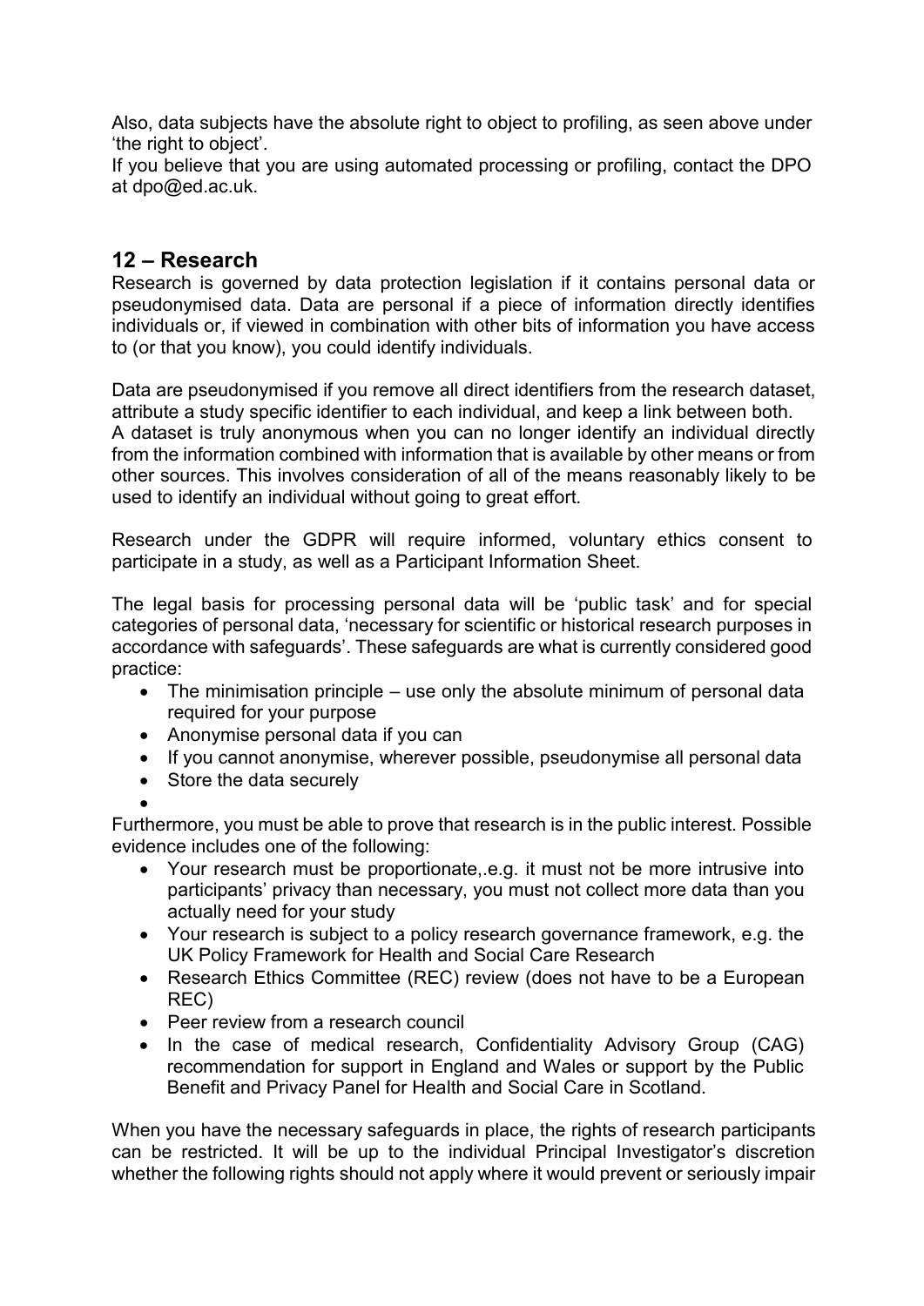Also, data subjects have the absolute right to object to profiling, as seen above under 'the right to object'.
If you believe that you are using automated processing or profiling, contact the DPO at dpo@ed.ac.uk.

## 12 – Research

Research is governed by data protection legislation if it contains personal data or pseudonymised data. Data are personal if a piece of information directly identifies individuals or, if viewed in combination with other bits of information you have access to (or that you know), you could identify individuals.

Data are pseudonymised if you remove all direct identifiers from the research dataset, attribute a study specific identifier to each individual, and keep a link between both.
A dataset is truly anonymous when you can no longer identify an individual directly from the information combined with information that is available by other means or from other sources. This involves consideration of all of the means reasonably likely to be used to identify an individual without going to great effort.

Research under the GDPR will require informed, voluntary ethics consent to participate in a study, as well as a Participant Information Sheet.

The legal basis for processing personal data will be 'public task' and for special categories of personal data, 'necessary for scientific or historical research purposes in accordance with safeguards'. These safeguards are what is currently considered good practice:

- The minimisation principle – use only the absolute minimum of personal data required for your purpose
- Anonymise personal data if you can
- If you cannot anonymise, wherever possible, pseudonymise all personal data
- Store the data securely

Furthermore, you must be able to prove that research is in the public interest. Possible evidence includes one of the following:

- Your research must be proportionate,.e.g. it must not be more intrusive into participants' privacy than necessary, you must not collect more data than you actually need for your study
- Your research is subject to a policy research governance framework, e.g. the UK Policy Framework for Health and Social Care Research
- Research Ethics Committee (REC) review (does not have to be a European REC)
- Peer review from a research council
- In the case of medical research, Confidentiality Advisory Group (CAG) recommendation for support in England and Wales or support by the Public Benefit and Privacy Panel for Health and Social Care in Scotland.

When you have the necessary safeguards in place, the rights of research participants can be restricted. It will be up to the individual Principal Investigator's discretion whether the following rights should not apply where it would prevent or seriously impair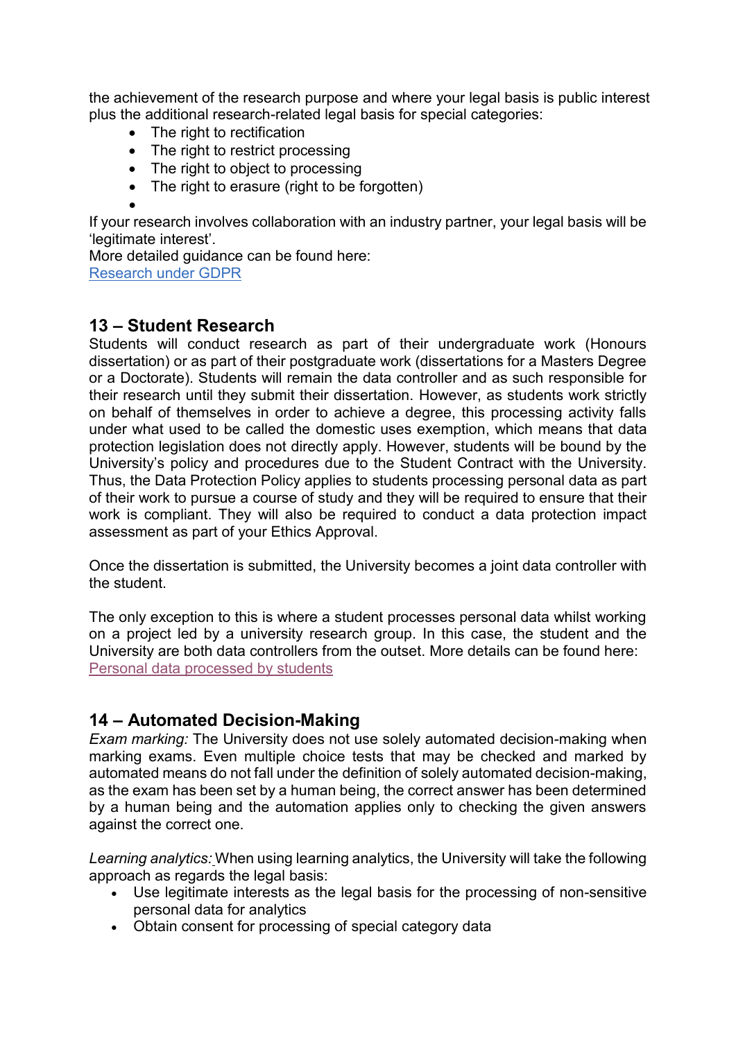the achievement of the research purpose and where your legal basis is public interest plus the additional research-related legal basis for special categories:

- The right to rectification
- The right to restrict processing
- The right to object to processing
- The right to erasure (right to be forgotten)
- 

If your research involves collaboration with an industry partner, your legal basis will be 'legitimate interest'.
More detailed guidance can be found here:
[Research under GDPR]()

## 13 – Student Research

Students will conduct research as part of their undergraduate work (Honours dissertation) or as part of their postgraduate work (dissertations for a Masters Degree or a Doctorate). Students will remain the data controller and as such responsible for their research until they submit their dissertation. However, as students work strictly on behalf of themselves in order to achieve a degree, this processing activity falls under what used to be called the domestic uses exemption, which means that data protection legislation does not directly apply. However, students will be bound by the University's policy and procedures due to the Student Contract with the University. Thus, the Data Protection Policy applies to students processing personal data as part of their work to pursue a course of study and they will be required to ensure that their work is compliant. They will also be required to conduct a data protection impact assessment as part of your Ethics Approval.

Once the dissertation is submitted, the University becomes a joint data controller with the student.

The only exception to this is where a student processes personal data whilst working on a project led by a university research group. In this case, the student and the University are both data controllers from the outset. More details can be found here:
[Personal data processed by students]()

## 14 – Automated Decision-Making

*Exam marking:* The University does not use solely automated decision-making when marking exams. Even multiple choice tests that may be checked and marked by automated means do not fall under the definition of solely automated decision-making, as the exam has been set by a human being, the correct answer has been determined by a human being and the automation applies only to checking the given answers against the correct one.

*Learning analytics:* When using learning analytics, the University will take the following approach as regards the legal basis:

- Use legitimate interests as the legal basis for the processing of non-sensitive personal data for analytics
- Obtain consent for processing of special category data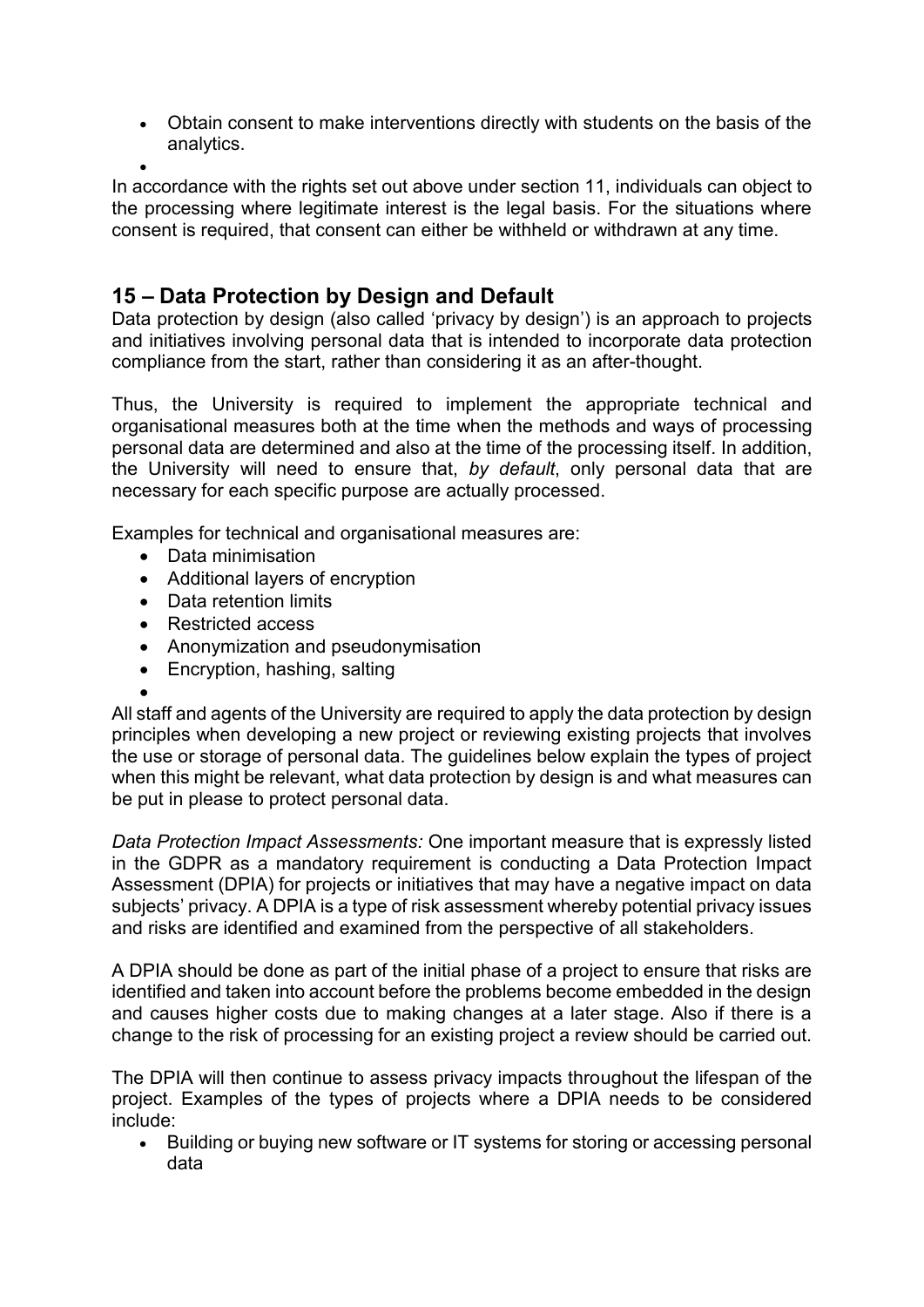- Obtain consent to make interventions directly with students on the basis of the analytics.

In accordance with the rights set out above under section 11, individuals can object to the processing where legitimate interest is the legal basis. For the situations where consent is required, that consent can either be withheld or withdrawn at any time.

## 15 – Data Protection by Design and Default

Data protection by design (also called 'privacy by design') is an approach to projects and initiatives involving personal data that is intended to incorporate data protection compliance from the start, rather than considering it as an after-thought.

Thus, the University is required to implement the appropriate technical and organisational measures both at the time when the methods and ways of processing personal data are determined and also at the time of the processing itself. In addition, the University will need to ensure that, *by default*, only personal data that are necessary for each specific purpose are actually processed.

Examples for technical and organisational measures are:

- Data minimisation
- Additional layers of encryption
- Data retention limits
- Restricted access
- Anonymization and pseudonymisation
- Encryption, hashing, salting

All staff and agents of the University are required to apply the data protection by design principles when developing a new project or reviewing existing projects that involves the use or storage of personal data. The guidelines below explain the types of project when this might be relevant, what data protection by design is and what measures can be put in please to protect personal data.

*Data Protection Impact Assessments:* One important measure that is expressly listed in the GDPR as a mandatory requirement is conducting a Data Protection Impact Assessment (DPIA) for projects or initiatives that may have a negative impact on data subjects' privacy. A DPIA is a type of risk assessment whereby potential privacy issues and risks are identified and examined from the perspective of all stakeholders.

A DPIA should be done as part of the initial phase of a project to ensure that risks are identified and taken into account before the problems become embedded in the design and causes higher costs due to making changes at a later stage. Also if there is a change to the risk of processing for an existing project a review should be carried out.

The DPIA will then continue to assess privacy impacts throughout the lifespan of the project. Examples of the types of projects where a DPIA needs to be considered include:

- Building or buying new software or IT systems for storing or accessing personal data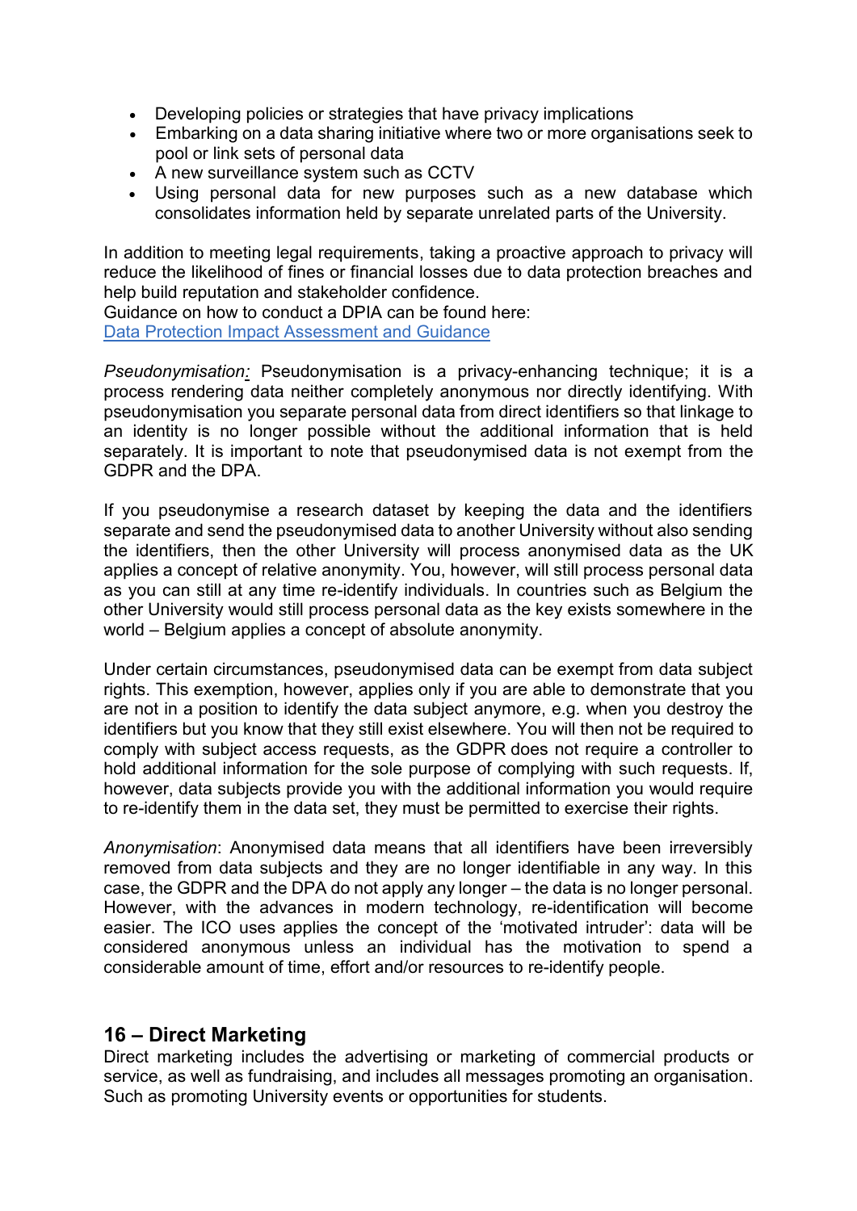- Developing policies or strategies that have privacy implications
- Embarking on a data sharing initiative where two or more organisations seek to pool or link sets of personal data
- A new surveillance system such as CCTV
- Using personal data for new purposes such as a new database which consolidates information held by separate unrelated parts of the University.

In addition to meeting legal requirements, taking a proactive approach to privacy will reduce the likelihood of fines or financial losses due to data protection breaches and help build reputation and stakeholder confidence.
Guidance on how to conduct a DPIA can be found here:
[Data Protection Impact Assessment and Guidance]()

*Pseudonymisation:* Pseudonymisation is a privacy-enhancing technique; it is a process rendering data neither completely anonymous nor directly identifying. With pseudonymisation you separate personal data from direct identifiers so that linkage to an identity is no longer possible without the additional information that is held separately. It is important to note that pseudonymised data is not exempt from the GDPR and the DPA.

If you pseudonymise a research dataset by keeping the data and the identifiers separate and send the pseudonymised data to another University without also sending the identifiers, then the other University will process anonymised data as the UK applies a concept of relative anonymity. You, however, will still process personal data as you can still at any time re-identify individuals. In countries such as Belgium the other University would still process personal data as the key exists somewhere in the world – Belgium applies a concept of absolute anonymity.

Under certain circumstances, pseudonymised data can be exempt from data subject rights. This exemption, however, applies only if you are able to demonstrate that you are not in a position to identify the data subject anymore, e.g. when you destroy the identifiers but you know that they still exist elsewhere. You will then not be required to comply with subject access requests, as the GDPR does not require a controller to hold additional information for the sole purpose of complying with such requests. If, however, data subjects provide you with the additional information you would require to re-identify them in the data set, they must be permitted to exercise their rights.

*Anonymisation*: Anonymised data means that all identifiers have been irreversibly removed from data subjects and they are no longer identifiable in any way. In this case, the GDPR and the DPA do not apply any longer – the data is no longer personal. However, with the advances in modern technology, re-identification will become easier. The ICO uses applies the concept of the 'motivated intruder': data will be considered anonymous unless an individual has the motivation to spend a considerable amount of time, effort and/or resources to re-identify people.

## 16 – Direct Marketing

Direct marketing includes the advertising or marketing of commercial products or service, as well as fundraising, and includes all messages promoting an organisation. Such as promoting University events or opportunities for students.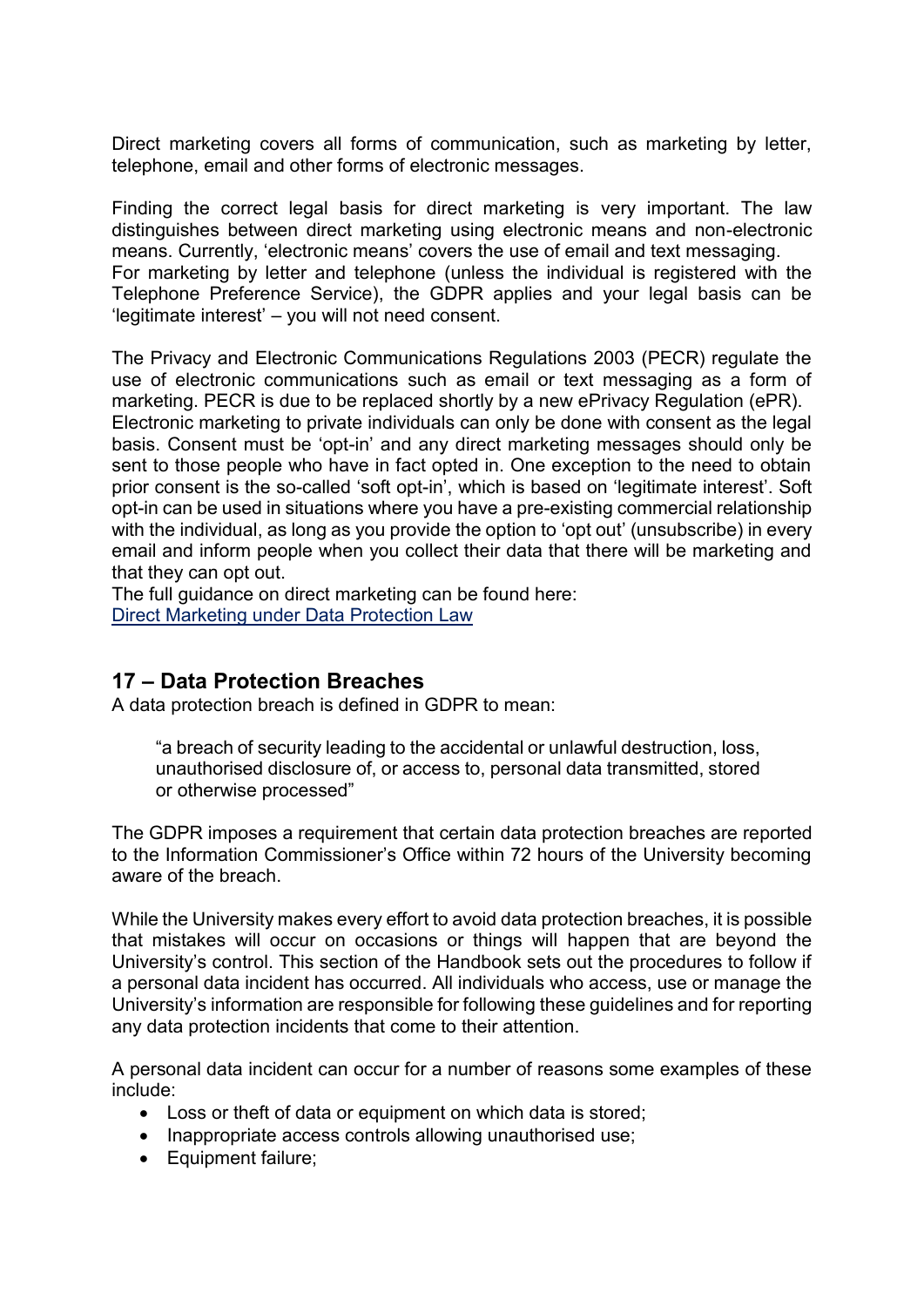Direct marketing covers all forms of communication, such as marketing by letter, telephone, email and other forms of electronic messages.

Finding the correct legal basis for direct marketing is very important. The law distinguishes between direct marketing using electronic means and non-electronic means. Currently, 'electronic means' covers the use of email and text messaging.
For marketing by letter and telephone (unless the individual is registered with the Telephone Preference Service), the GDPR applies and your legal basis can be 'legitimate interest' – you will not need consent.

The Privacy and Electronic Communications Regulations 2003 (PECR) regulate the use of electronic communications such as email or text messaging as a form of marketing. PECR is due to be replaced shortly by a new ePrivacy Regulation (ePR).
Electronic marketing to private individuals can only be done with consent as the legal basis. Consent must be 'opt-in' and any direct marketing messages should only be sent to those people who have in fact opted in. One exception to the need to obtain prior consent is the so-called 'soft opt-in', which is based on 'legitimate interest'. Soft opt-in can be used in situations where you have a pre-existing commercial relationship with the individual, as long as you provide the option to 'opt out' (unsubscribe) in every email and inform people when you collect their data that there will be marketing and that they can opt out.
The full guidance on direct marketing can be found here:
[Direct Marketing under Data Protection Law]()

## 17 – Data Protection Breaches

A data protection breach is defined in GDPR to mean:

> "a breach of security leading to the accidental or unlawful destruction, loss, unauthorised disclosure of, or access to, personal data transmitted, stored or otherwise processed"

The GDPR imposes a requirement that certain data protection breaches are reported to the Information Commissioner's Office within 72 hours of the University becoming aware of the breach.

While the University makes every effort to avoid data protection breaches, it is possible that mistakes will occur on occasions or things will happen that are beyond the University's control. This section of the Handbook sets out the procedures to follow if a personal data incident has occurred. All individuals who access, use or manage the University's information are responsible for following these guidelines and for reporting any data protection incidents that come to their attention.

A personal data incident can occur for a number of reasons some examples of these include:

- Loss or theft of data or equipment on which data is stored;
- Inappropriate access controls allowing unauthorised use;
- Equipment failure;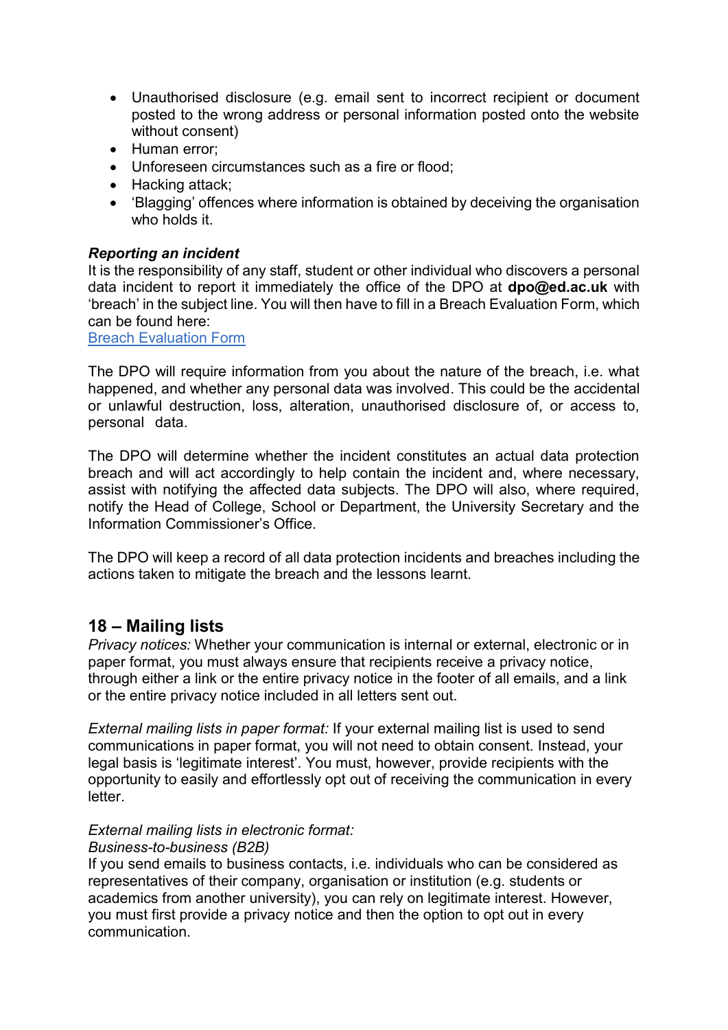- Unauthorised disclosure (e.g. email sent to incorrect recipient or document posted to the wrong address or personal information posted onto the website without consent)
- Human error;
- Unforeseen circumstances such as a fire or flood;
- Hacking attack;
- 'Blagging' offences where information is obtained by deceiving the organisation who holds it.

***Reporting an incident***

It is the responsibility of any staff, student or other individual who discovers a personal data incident to report it immediately the office of the DPO at **dpo@ed.ac.uk** with 'breach' in the subject line. You will then have to fill in a Breach Evaluation Form, which can be found here:
Breach Evaluation Form

The DPO will require information from you about the nature of the breach, i.e. what happened, and whether any personal data was involved. This could be the accidental or unlawful destruction, loss, alteration, unauthorised disclosure of, or access to, personal data.

The DPO will determine whether the incident constitutes an actual data protection breach and will act accordingly to help contain the incident and, where necessary, assist with notifying the affected data subjects. The DPO will also, where required, notify the Head of College, School or Department, the University Secretary and the Information Commissioner's Office.

The DPO will keep a record of all data protection incidents and breaches including the actions taken to mitigate the breach and the lessons learnt.

## 18 – Mailing lists

*Privacy notices:* Whether your communication is internal or external, electronic or in paper format, you must always ensure that recipients receive a privacy notice, through either a link or the entire privacy notice in the footer of all emails, and a link or the entire privacy notice included in all letters sent out.

*External mailing lists in paper format:* If your external mailing list is used to send communications in paper format, you will not need to obtain consent. Instead, your legal basis is 'legitimate interest'. You must, however, provide recipients with the opportunity to easily and effortlessly opt out of receiving the communication in every letter.

*External mailing lists in electronic format:*
*Business-to-business (B2B)*
If you send emails to business contacts, i.e. individuals who can be considered as representatives of their company, organisation or institution (e.g. students or academics from another university), you can rely on legitimate interest. However, you must first provide a privacy notice and then the option to opt out in every communication.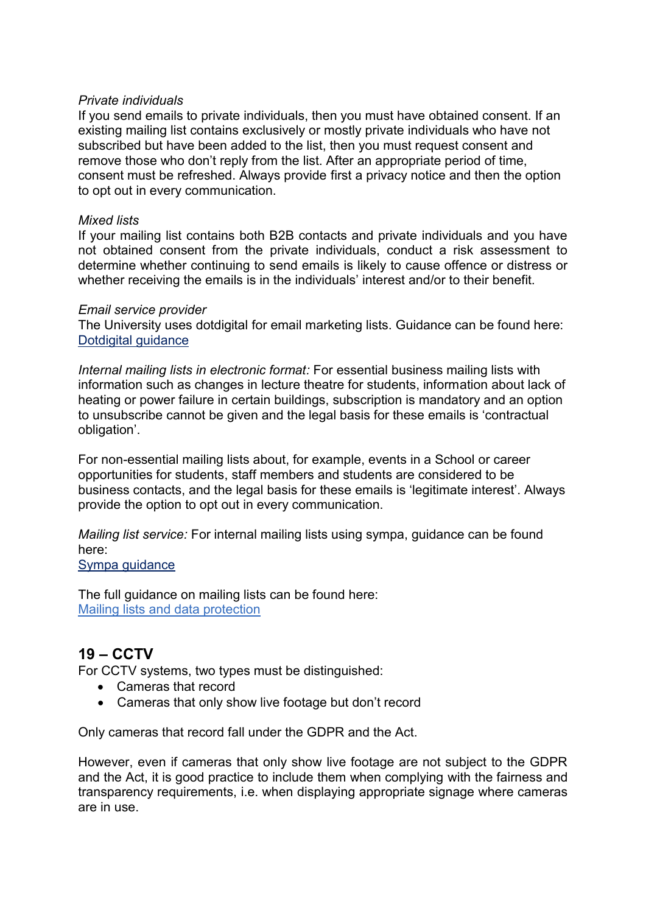*Private individuals*
If you send emails to private individuals, then you must have obtained consent. If an existing mailing list contains exclusively or mostly private individuals who have not subscribed but have been added to the list, then you must request consent and remove those who don't reply from the list. After an appropriate period of time, consent must be refreshed. Always provide first a privacy notice and then the option to opt out in every communication.

*Mixed lists*
If your mailing list contains both B2B contacts and private individuals and you have not obtained consent from the private individuals, conduct a risk assessment to determine whether continuing to send emails is likely to cause offence or distress or whether receiving the emails is in the individuals' interest and/or to their benefit.

*Email service provider*
The University uses dotdigital for email marketing lists. Guidance can be found here:
Dotdigital guidance

*Internal mailing lists in electronic format:* For essential business mailing lists with information such as changes in lecture theatre for students, information about lack of heating or power failure in certain buildings, subscription is mandatory and an option to unsubscribe cannot be given and the legal basis for these emails is 'contractual obligation'.

For non-essential mailing lists about, for example, events in a School or career opportunities for students, staff members and students are considered to be business contacts, and the legal basis for these emails is 'legitimate interest'. Always provide the option to opt out in every communication.

*Mailing list service:* For internal mailing lists using sympa, guidance can be found here:
Sympa guidance

The full guidance on mailing lists can be found here:
Mailing lists and data protection

## 19 – CCTV

For CCTV systems, two types must be distinguished:

- Cameras that record
- Cameras that only show live footage but don't record

Only cameras that record fall under the GDPR and the Act.

However, even if cameras that only show live footage are not subject to the GDPR and the Act, it is good practice to include them when complying with the fairness and transparency requirements, i.e. when displaying appropriate signage where cameras are in use.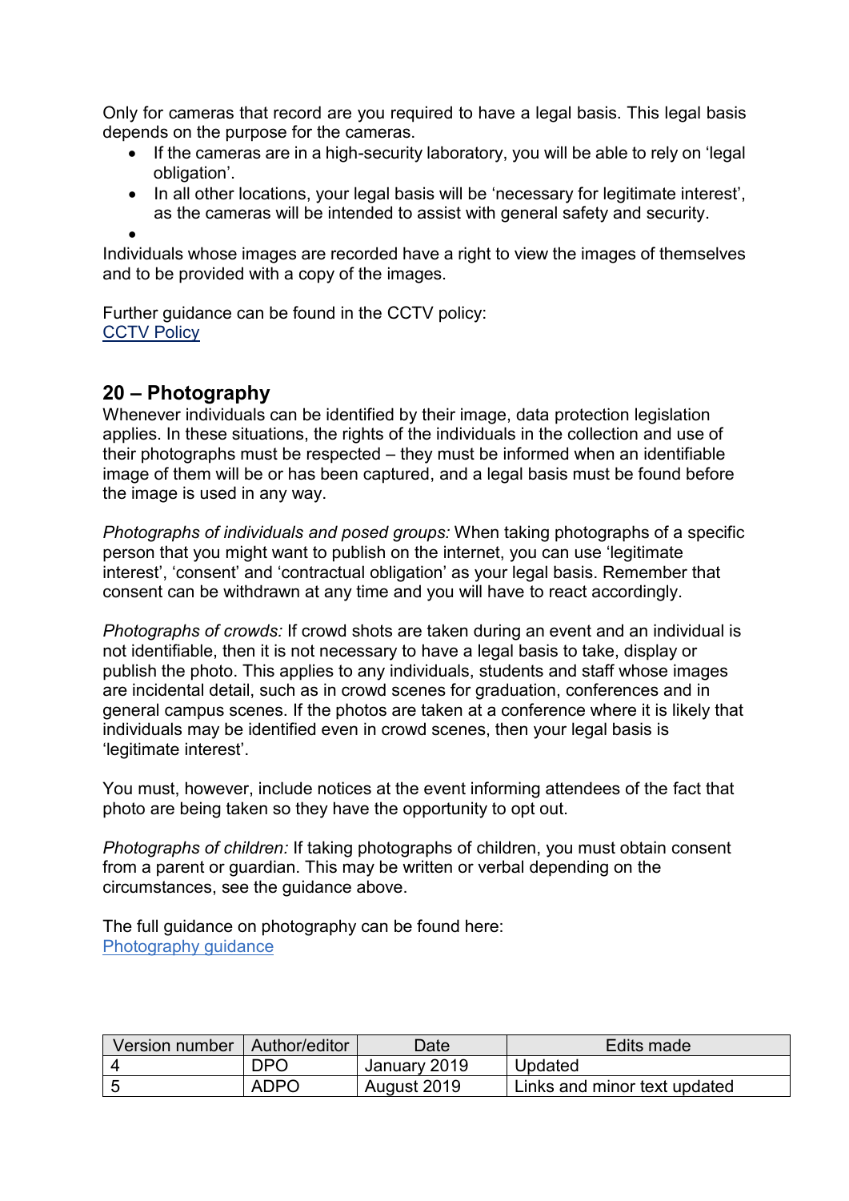Only for cameras that record are you required to have a legal basis. This legal basis depends on the purpose for the cameras.

- If the cameras are in a high-security laboratory, you will be able to rely on 'legal obligation'.
- In all other locations, your legal basis will be 'necessary for legitimate interest', as the cameras will be intended to assist with general safety and security.
-

Individuals whose images are recorded have a right to view the images of themselves and to be provided with a copy of the images.

Further guidance can be found in the CCTV policy:
[CCTV Policy]()

## 20 – Photography

Whenever individuals can be identified by their image, data protection legislation applies. In these situations, the rights of the individuals in the collection and use of their photographs must be respected – they must be informed when an identifiable image of them will be or has been captured, and a legal basis must be found before the image is used in any way.

*Photographs of individuals and posed groups:* When taking photographs of a specific person that you might want to publish on the internet, you can use 'legitimate interest', 'consent' and 'contractual obligation' as your legal basis. Remember that consent can be withdrawn at any time and you will have to react accordingly.

*Photographs of crowds:* If crowd shots are taken during an event and an individual is not identifiable, then it is not necessary to have a legal basis to take, display or publish the photo. This applies to any individuals, students and staff whose images are incidental detail, such as in crowd scenes for graduation, conferences and in general campus scenes. If the photos are taken at a conference where it is likely that individuals may be identified even in crowd scenes, then your legal basis is 'legitimate interest'.

You must, however, include notices at the event informing attendees of the fact that photo are being taken so they have the opportunity to opt out.

*Photographs of children:* If taking photographs of children, you must obtain consent from a parent or guardian. This may be written or verbal depending on the circumstances, see the guidance above.

The full guidance on photography can be found here:
[Photography guidance]()

| Version number | Author/editor | Date | Edits made |
|---|---|---|---|
| 4 | DPO | January 2019 | Updated |
| 5 | ADPO | August 2019 | Links and minor text updated |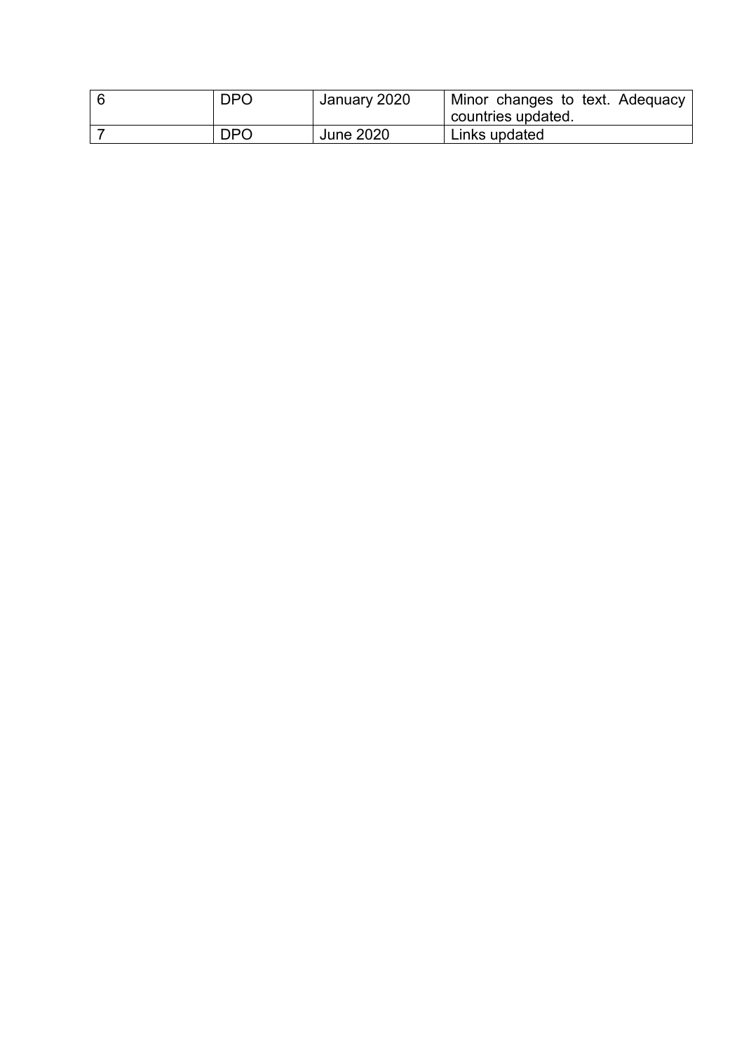| | | | |
|---|---|---|---|
| 6 | DPO | January 2020 | Minor changes to text. Adequacy countries updated. |
| 7 | DPO | June 2020 | Links updated |